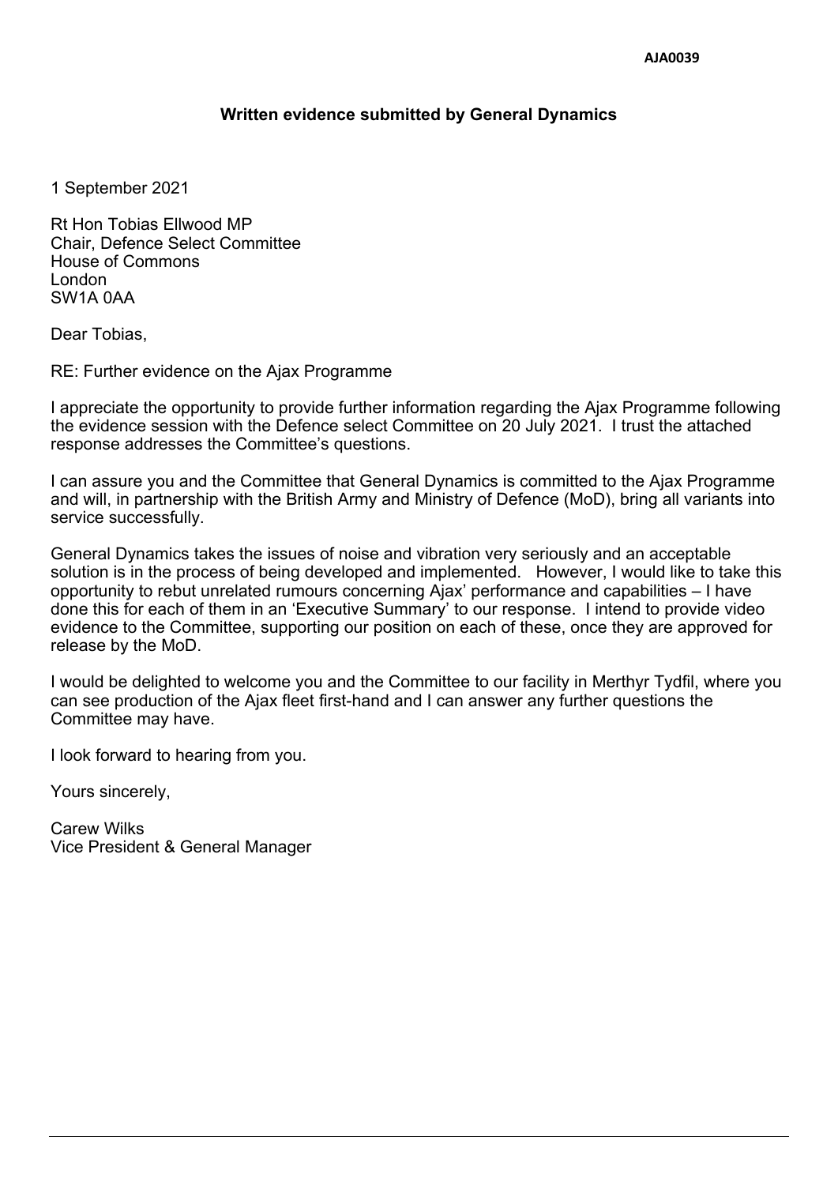AJA0039

## Written evidence submitted by General Dynamics

1 September 2021

Rt Hon Tobias Ellwood MP
Chair, Defence Select Committee
House of Commons
London
SW1A 0AA

Dear Tobias,

RE: Further evidence on the Ajax Programme

I appreciate the opportunity to provide further information regarding the Ajax Programme following the evidence session with the Defence select Committee on 20 July 2021. I trust the attached response addresses the Committee's questions.

I can assure you and the Committee that General Dynamics is committed to the Ajax Programme and will, in partnership with the British Army and Ministry of Defence (MoD), bring all variants into service successfully.

General Dynamics takes the issues of noise and vibration very seriously and an acceptable solution is in the process of being developed and implemented. However, I would like to take this opportunity to rebut unrelated rumours concerning Ajax' performance and capabilities – I have done this for each of them in an 'Executive Summary' to our response. I intend to provide video evidence to the Committee, supporting our position on each of these, once they are approved for release by the MoD.

I would be delighted to welcome you and the Committee to our facility in Merthyr Tydfil, where you can see production of the Ajax fleet first-hand and I can answer any further questions the Committee may have.

I look forward to hearing from you.

Yours sincerely,

Carew Wilks
Vice President & General Manager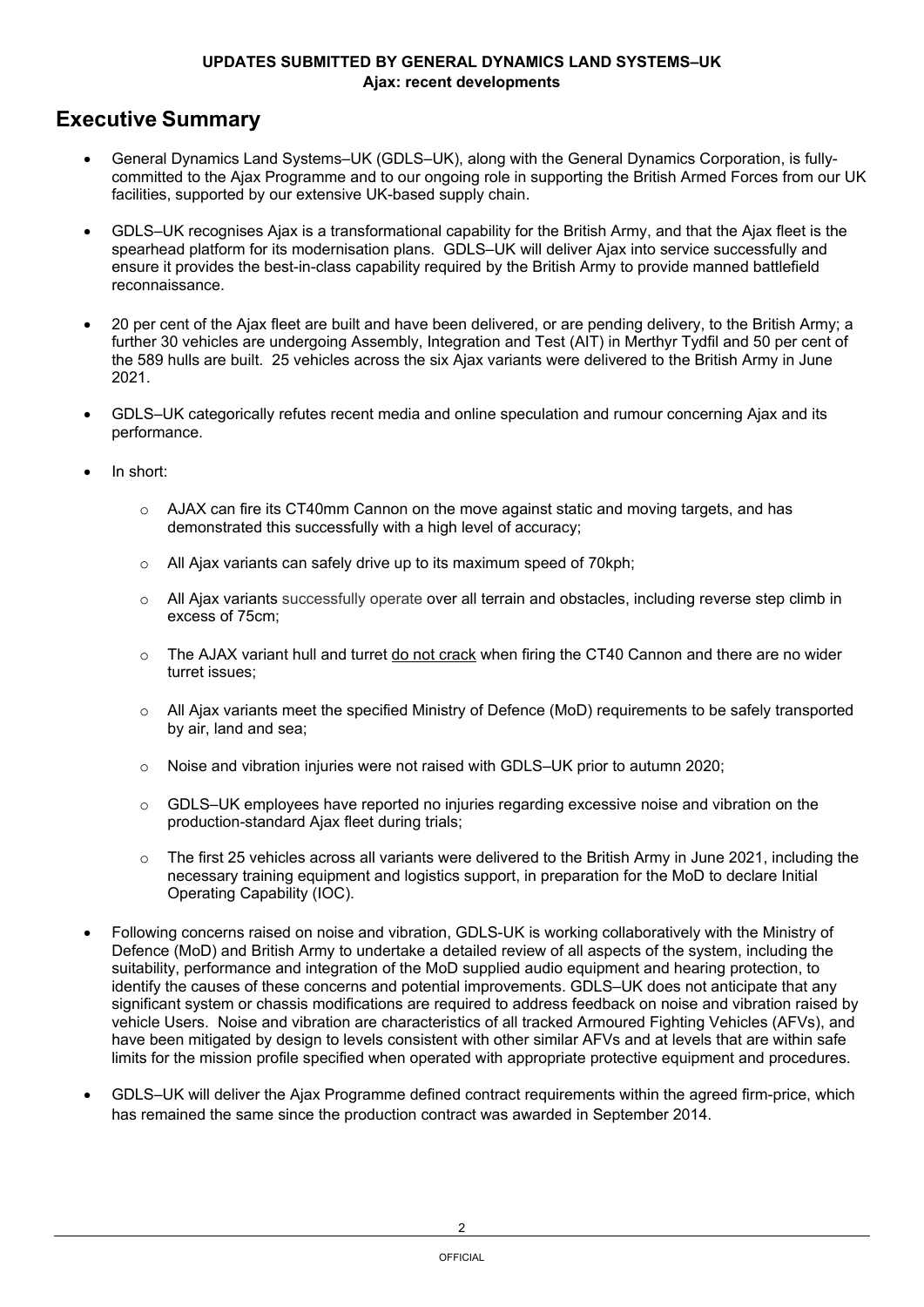**UPDATES SUBMITTED BY GENERAL DYNAMICS LAND SYSTEMS–UK**
**Ajax: recent developments**

# Executive Summary

- General Dynamics Land Systems–UK (GDLS–UK), along with the General Dynamics Corporation, is fully-committed to the Ajax Programme and to our ongoing role in supporting the British Armed Forces from our UK facilities, supported by our extensive UK-based supply chain.

- GDLS–UK recognises Ajax is a transformational capability for the British Army, and that the Ajax fleet is the spearhead platform for its modernisation plans. GDLS–UK will deliver Ajax into service successfully and ensure it provides the best-in-class capability required by the British Army to provide manned battlefield reconnaissance.

- 20 per cent of the Ajax fleet are built and have been delivered, or are pending delivery, to the British Army; a further 30 vehicles are undergoing Assembly, Integration and Test (AIT) in Merthyr Tydfil and 50 per cent of the 589 hulls are built. 25 vehicles across the six Ajax variants were delivered to the British Army in June 2021.

- GDLS–UK categorically refutes recent media and online speculation and rumour concerning Ajax and its performance.

- In short:

  - AJAX can fire its CT40mm Cannon on the move against static and moving targets, and has demonstrated this successfully with a high level of accuracy;

  - All Ajax variants can safely drive up to its maximum speed of 70kph;

  - All Ajax variants successfully operate over all terrain and obstacles, including reverse step climb in excess of 75cm;

  - The AJAX variant hull and turret <u>do not crack</u> when firing the CT40 Cannon and there are no wider turret issues;

  - All Ajax variants meet the specified Ministry of Defence (MoD) requirements to be safely transported by air, land and sea;

  - Noise and vibration injuries were not raised with GDLS–UK prior to autumn 2020;

  - GDLS–UK employees have reported no injuries regarding excessive noise and vibration on the production-standard Ajax fleet during trials;

  - The first 25 vehicles across all variants were delivered to the British Army in June 2021, including the necessary training equipment and logistics support, in preparation for the MoD to declare Initial Operating Capability (IOC).

- Following concerns raised on noise and vibration, GDLS-UK is working collaboratively with the Ministry of Defence (MoD) and British Army to undertake a detailed review of all aspects of the system, including the suitability, performance and integration of the MoD supplied audio equipment and hearing protection, to identify the causes of these concerns and potential improvements. GDLS–UK does not anticipate that any significant system or chassis modifications are required to address feedback on noise and vibration raised by vehicle Users. Noise and vibration are characteristics of all tracked Armoured Fighting Vehicles (AFVs), and have been mitigated by design to levels consistent with other similar AFVs and at levels that are within safe limits for the mission profile specified when operated with appropriate protective equipment and procedures.

- GDLS–UK will deliver the Ajax Programme defined contract requirements within the agreed firm-price, which has remained the same since the production contract was awarded in September 2014.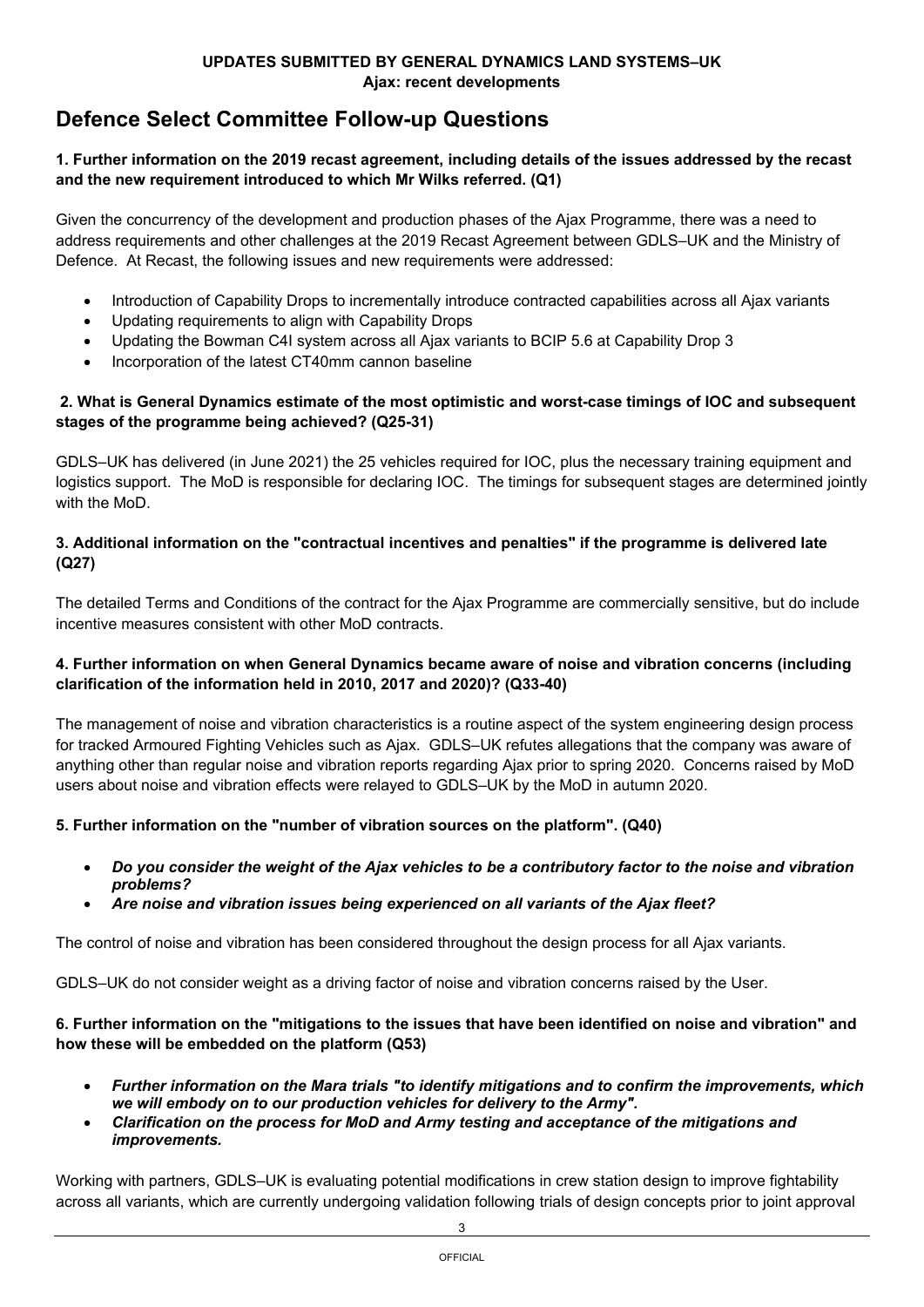**UPDATES SUBMITTED BY GENERAL DYNAMICS LAND SYSTEMS–UK**
**Ajax: recent developments**

# Defence Select Committee Follow-up Questions

**1. Further information on the 2019 recast agreement, including details of the issues addressed by the recast and the new requirement introduced to which Mr Wilks referred. (Q1)**

Given the concurrency of the development and production phases of the Ajax Programme, there was a need to address requirements and other challenges at the 2019 Recast Agreement between GDLS–UK and the Ministry of Defence. At Recast, the following issues and new requirements were addressed:

- Introduction of Capability Drops to incrementally introduce contracted capabilities across all Ajax variants
- Updating requirements to align with Capability Drops
- Updating the Bowman C4I system across all Ajax variants to BCIP 5.6 at Capability Drop 3
- Incorporation of the latest CT40mm cannon baseline

**2. What is General Dynamics estimate of the most optimistic and worst-case timings of IOC and subsequent stages of the programme being achieved? (Q25-31)**

GDLS–UK has delivered (in June 2021) the 25 vehicles required for IOC, plus the necessary training equipment and logistics support. The MoD is responsible for declaring IOC. The timings for subsequent stages are determined jointly with the MoD.

**3. Additional information on the "contractual incentives and penalties" if the programme is delivered late (Q27)**

The detailed Terms and Conditions of the contract for the Ajax Programme are commercially sensitive, but do include incentive measures consistent with other MoD contracts.

**4. Further information on when General Dynamics became aware of noise and vibration concerns (including clarification of the information held in 2010, 2017 and 2020)? (Q33-40)**

The management of noise and vibration characteristics is a routine aspect of the system engineering design process for tracked Armoured Fighting Vehicles such as Ajax. GDLS–UK refutes allegations that the company was aware of anything other than regular noise and vibration reports regarding Ajax prior to spring 2020. Concerns raised by MoD users about noise and vibration effects were relayed to GDLS–UK by the MoD in autumn 2020.

**5. Further information on the "number of vibration sources on the platform". (Q40)**

- ***Do you consider the weight of the Ajax vehicles to be a contributory factor to the noise and vibration problems?***
- ***Are noise and vibration issues being experienced on all variants of the Ajax fleet?***

The control of noise and vibration has been considered throughout the design process for all Ajax variants.

GDLS–UK do not consider weight as a driving factor of noise and vibration concerns raised by the User.

**6. Further information on the "mitigations to the issues that have been identified on noise and vibration" and how these will be embedded on the platform (Q53)**

- ***Further information on the Mara trials "to identify mitigations and to confirm the improvements, which we will embody on to our production vehicles for delivery to the Army".***
- ***Clarification on the process for MoD and Army testing and acceptance of the mitigations and improvements.***

Working with partners, GDLS–UK is evaluating potential modifications in crew station design to improve fightability across all variants, which are currently undergoing validation following trials of design concepts prior to joint approval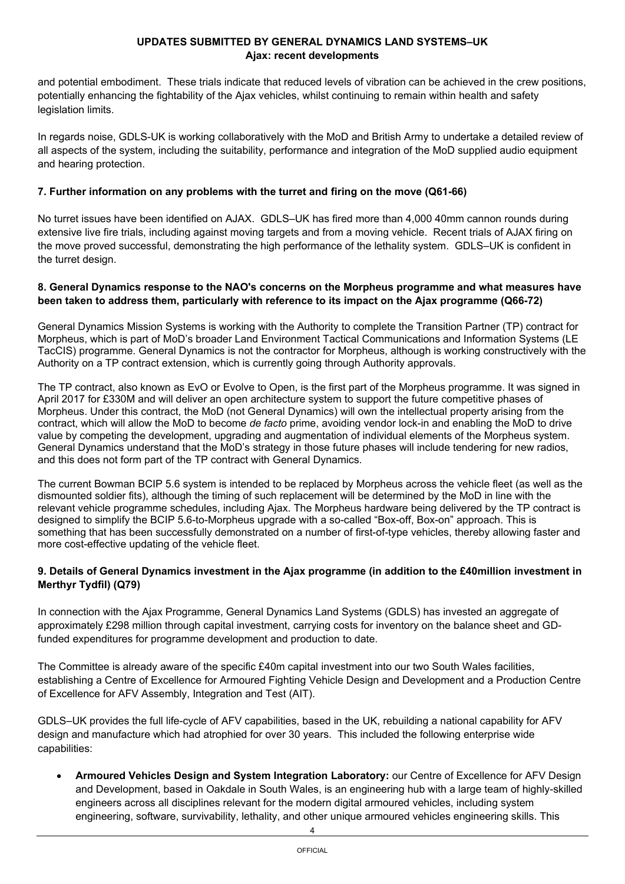and potential embodiment. These trials indicate that reduced levels of vibration can be achieved in the crew positions, potentially enhancing the fightability of the Ajax vehicles, whilst continuing to remain within health and safety legislation limits.

In regards noise, GDLS-UK is working collaboratively with the MoD and British Army to undertake a detailed review of all aspects of the system, including the suitability, performance and integration of the MoD supplied audio equipment and hearing protection.

### 7. Further information on any problems with the turret and firing on the move (Q61-66)

No turret issues have been identified on AJAX. GDLS–UK has fired more than 4,000 40mm cannon rounds during extensive live fire trials, including against moving targets and from a moving vehicle. Recent trials of AJAX firing on the move proved successful, demonstrating the high performance of the lethality system. GDLS–UK is confident in the turret design.

### 8. General Dynamics response to the NAO's concerns on the Morpheus programme and what measures have been taken to address them, particularly with reference to its impact on the Ajax programme (Q66-72)

General Dynamics Mission Systems is working with the Authority to complete the Transition Partner (TP) contract for Morpheus, which is part of MoD's broader Land Environment Tactical Communications and Information Systems (LE TacCIS) programme. General Dynamics is not the contractor for Morpheus, although is working constructively with the Authority on a TP contract extension, which is currently going through Authority approvals.

The TP contract, also known as EvO or Evolve to Open, is the first part of the Morpheus programme. It was signed in April 2017 for £330M and will deliver an open architecture system to support the future competitive phases of Morpheus. Under this contract, the MoD (not General Dynamics) will own the intellectual property arising from the contract, which will allow the MoD to become *de facto* prime, avoiding vendor lock-in and enabling the MoD to drive value by competing the development, upgrading and augmentation of individual elements of the Morpheus system. General Dynamics understand that the MoD's strategy in those future phases will include tendering for new radios, and this does not form part of the TP contract with General Dynamics.

The current Bowman BCIP 5.6 system is intended to be replaced by Morpheus across the vehicle fleet (as well as the dismounted soldier fits), although the timing of such replacement will be determined by the MoD in line with the relevant vehicle programme schedules, including Ajax. The Morpheus hardware being delivered by the TP contract is designed to simplify the BCIP 5.6-to-Morpheus upgrade with a so-called "Box-off, Box-on" approach. This is something that has been successfully demonstrated on a number of first-of-type vehicles, thereby allowing faster and more cost-effective updating of the vehicle fleet.

### 9. Details of General Dynamics investment in the Ajax programme (in addition to the £40million investment in Merthyr Tydfil) (Q79)

In connection with the Ajax Programme, General Dynamics Land Systems (GDLS) has invested an aggregate of approximately £298 million through capital investment, carrying costs for inventory on the balance sheet and GD-funded expenditures for programme development and production to date.

The Committee is already aware of the specific £40m capital investment into our two South Wales facilities, establishing a Centre of Excellence for Armoured Fighting Vehicle Design and Development and a Production Centre of Excellence for AFV Assembly, Integration and Test (AIT).

GDLS–UK provides the full life-cycle of AFV capabilities, based in the UK, rebuilding a national capability for AFV design and manufacture which had atrophied for over 30 years. This included the following enterprise wide capabilities:

- **Armoured Vehicles Design and System Integration Laboratory:** our Centre of Excellence for AFV Design and Development, based in Oakdale in South Wales, is an engineering hub with a large team of highly-skilled engineers across all disciplines relevant for the modern digital armoured vehicles, including system engineering, software, survivability, lethality, and other unique armoured vehicles engineering skills. This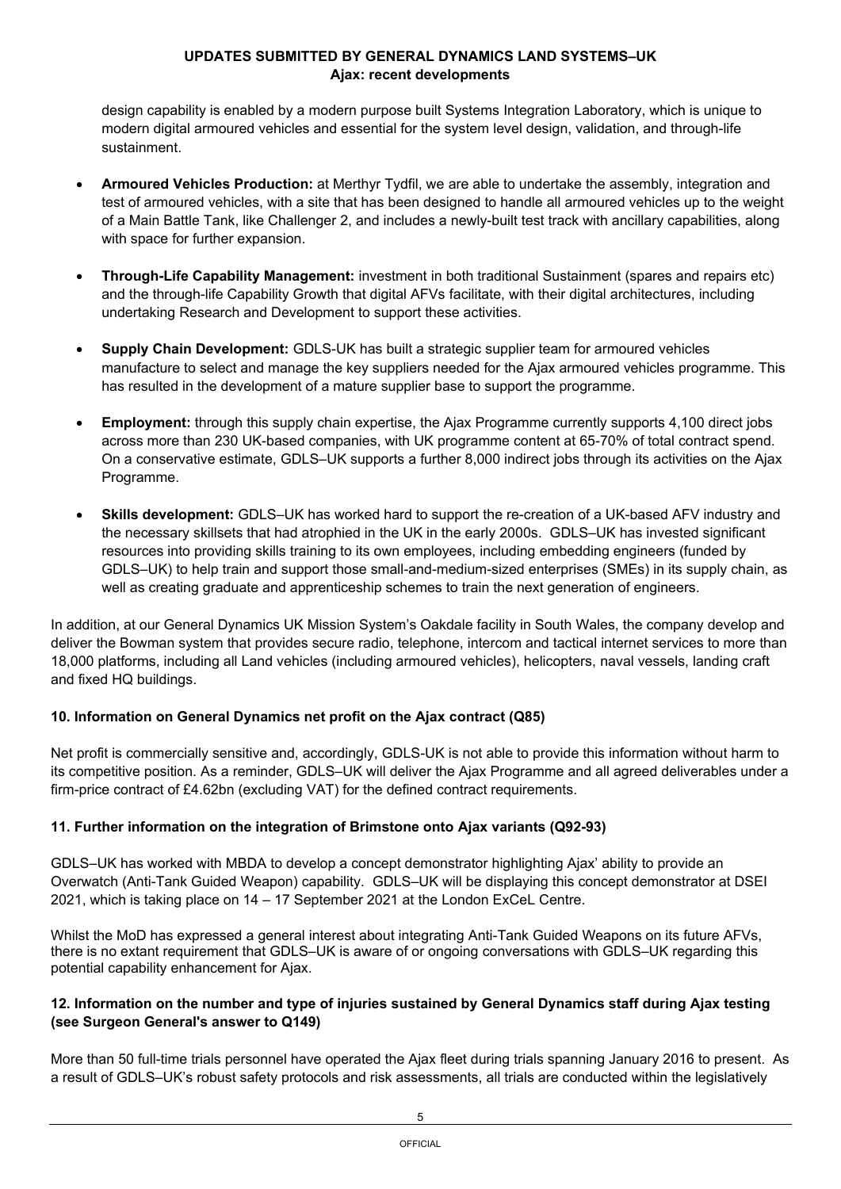design capability is enabled by a modern purpose built Systems Integration Laboratory, which is unique to modern digital armoured vehicles and essential for the system level design, validation, and through-life sustainment.

- **Armoured Vehicles Production:** at Merthyr Tydfil, we are able to undertake the assembly, integration and test of armoured vehicles, with a site that has been designed to handle all armoured vehicles up to the weight of a Main Battle Tank, like Challenger 2, and includes a newly-built test track with ancillary capabilities, along with space for further expansion.

- **Through-Life Capability Management:** investment in both traditional Sustainment (spares and repairs etc) and the through-life Capability Growth that digital AFVs facilitate, with their digital architectures, including undertaking Research and Development to support these activities.

- **Supply Chain Development:** GDLS-UK has built a strategic supplier team for armoured vehicles manufacture to select and manage the key suppliers needed for the Ajax armoured vehicles programme. This has resulted in the development of a mature supplier base to support the programme.

- **Employment:** through this supply chain expertise, the Ajax Programme currently supports 4,100 direct jobs across more than 230 UK-based companies, with UK programme content at 65-70% of total contract spend. On a conservative estimate, GDLS–UK supports a further 8,000 indirect jobs through its activities on the Ajax Programme.

- **Skills development:** GDLS–UK has worked hard to support the re-creation of a UK-based AFV industry and the necessary skillsets that had atrophied in the UK in the early 2000s. GDLS–UK has invested significant resources into providing skills training to its own employees, including embedding engineers (funded by GDLS–UK) to help train and support those small-and-medium-sized enterprises (SMEs) in its supply chain, as well as creating graduate and apprenticeship schemes to train the next generation of engineers.

In addition, at our General Dynamics UK Mission System's Oakdale facility in South Wales, the company develop and deliver the Bowman system that provides secure radio, telephone, intercom and tactical internet services to more than 18,000 platforms, including all Land vehicles (including armoured vehicles), helicopters, naval vessels, landing craft and fixed HQ buildings.

### 10. Information on General Dynamics net profit on the Ajax contract (Q85)

Net profit is commercially sensitive and, accordingly, GDLS-UK is not able to provide this information without harm to its competitive position. As a reminder, GDLS–UK will deliver the Ajax Programme and all agreed deliverables under a firm-price contract of £4.62bn (excluding VAT) for the defined contract requirements.

### 11. Further information on the integration of Brimstone onto Ajax variants (Q92-93)

GDLS–UK has worked with MBDA to develop a concept demonstrator highlighting Ajax' ability to provide an Overwatch (Anti-Tank Guided Weapon) capability. GDLS–UK will be displaying this concept demonstrator at DSEI 2021, which is taking place on 14 – 17 September 2021 at the London ExCeL Centre.

Whilst the MoD has expressed a general interest about integrating Anti-Tank Guided Weapons on its future AFVs, there is no extant requirement that GDLS–UK is aware of or ongoing conversations with GDLS–UK regarding this potential capability enhancement for Ajax.

### 12. Information on the number and type of injuries sustained by General Dynamics staff during Ajax testing (see Surgeon General's answer to Q149)

More than 50 full-time trials personnel have operated the Ajax fleet during trials spanning January 2016 to present. As a result of GDLS–UK's robust safety protocols and risk assessments, all trials are conducted within the legislatively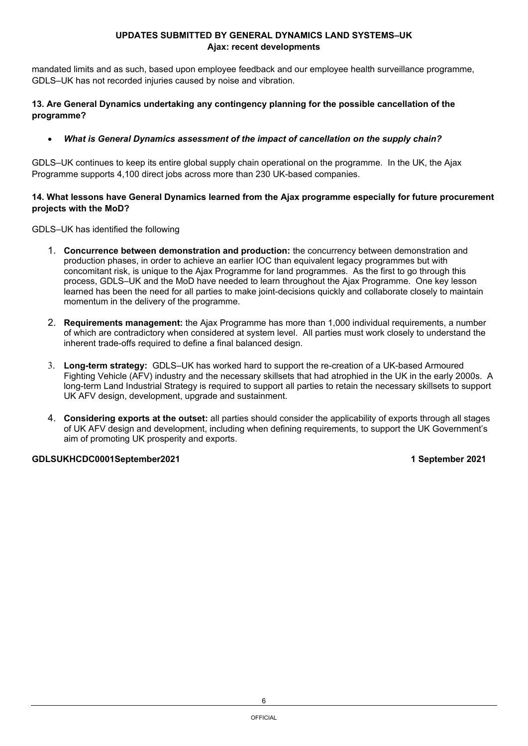mandated limits and as such, based upon employee feedback and our employee health surveillance programme, GDLS–UK has not recorded injuries caused by noise and vibration.

**13. Are General Dynamics undertaking any contingency planning for the possible cancellation of the programme?**

- ***What is General Dynamics assessment of the impact of cancellation on the supply chain?***

GDLS–UK continues to keep its entire global supply chain operational on the programme. In the UK, the Ajax Programme supports 4,100 direct jobs across more than 230 UK-based companies.

**14. What lessons have General Dynamics learned from the Ajax programme especially for future procurement projects with the MoD?**

GDLS–UK has identified the following

1. **Concurrence between demonstration and production:** the concurrency between demonstration and production phases, in order to achieve an earlier IOC than equivalent legacy programmes but with concomitant risk, is unique to the Ajax Programme for land programmes. As the first to go through this process, GDLS–UK and the MoD have needed to learn throughout the Ajax Programme. One key lesson learned has been the need for all parties to make joint-decisions quickly and collaborate closely to maintain momentum in the delivery of the programme.

2. **Requirements management:** the Ajax Programme has more than 1,000 individual requirements, a number of which are contradictory when considered at system level. All parties must work closely to understand the inherent trade-offs required to define a final balanced design.

3. **Long-term strategy:** GDLS–UK has worked hard to support the re-creation of a UK-based Armoured Fighting Vehicle (AFV) industry and the necessary skillsets that had atrophied in the UK in the early 2000s. A long-term Land Industrial Strategy is required to support all parties to retain the necessary skillsets to support UK AFV design, development, upgrade and sustainment.

4. **Considering exports at the outset:** all parties should consider the applicability of exports through all stages of UK AFV design and development, including when defining requirements, to support the UK Government's aim of promoting UK prosperity and exports.

**GDLSUKHCDC0001September2021** **1 September 2021**